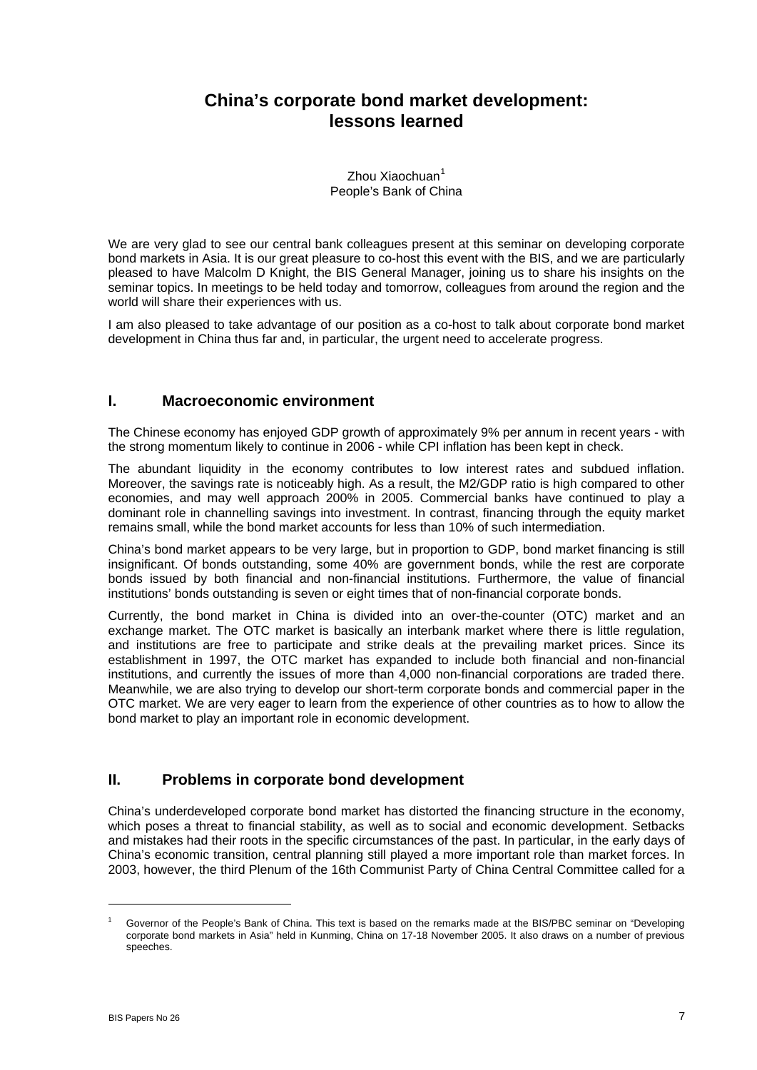# China's corporate bond market development: lessons learned

Zhou Xiaochuan[1]
People's Bank of China

We are very glad to see our central bank colleagues present at this seminar on developing corporate bond markets in Asia. It is our great pleasure to co-host this event with the BIS, and we are particularly pleased to have Malcolm D Knight, the BIS General Manager, joining us to share his insights on the seminar topics. In meetings to be held today and tomorrow, colleagues from around the region and the world will share their experiences with us.

I am also pleased to take advantage of our position as a co-host to talk about corporate bond market development in China thus far and, in particular, the urgent need to accelerate progress.

## I. Macroeconomic environment

The Chinese economy has enjoyed GDP growth of approximately 9% per annum in recent years - with the strong momentum likely to continue in 2006 - while CPI inflation has been kept in check.

The abundant liquidity in the economy contributes to low interest rates and subdued inflation. Moreover, the savings rate is noticeably high. As a result, the M2/GDP ratio is high compared to other economies, and may well approach 200% in 2005. Commercial banks have continued to play a dominant role in channelling savings into investment. In contrast, financing through the equity market remains small, while the bond market accounts for less than 10% of such intermediation.

China's bond market appears to be very large, but in proportion to GDP, bond market financing is still insignificant. Of bonds outstanding, some 40% are government bonds, while the rest are corporate bonds issued by both financial and non-financial institutions. Furthermore, the value of financial institutions' bonds outstanding is seven or eight times that of non-financial corporate bonds.

Currently, the bond market in China is divided into an over-the-counter (OTC) market and an exchange market. The OTC market is basically an interbank market where there is little regulation, and institutions are free to participate and strike deals at the prevailing market prices. Since its establishment in 1997, the OTC market has expanded to include both financial and non-financial institutions, and currently the issues of more than 4,000 non-financial corporations are traded there. Meanwhile, we are also trying to develop our short-term corporate bonds and commercial paper in the OTC market. We are very eager to learn from the experience of other countries as to how to allow the bond market to play an important role in economic development.

## II. Problems in corporate bond development

China's underdeveloped corporate bond market has distorted the financing structure in the economy, which poses a threat to financial stability, as well as to social and economic development. Setbacks and mistakes had their roots in the specific circumstances of the past. In particular, in the early days of China's economic transition, central planning still played a more important role than market forces. In 2003, however, the third Plenum of the 16th Communist Party of China Central Committee called for a

[1] Governor of the People's Bank of China. This text is based on the remarks made at the BIS/PBC seminar on "Developing corporate bond markets in Asia" held in Kunming, China on 17-18 November 2005. It also draws on a number of previous speeches.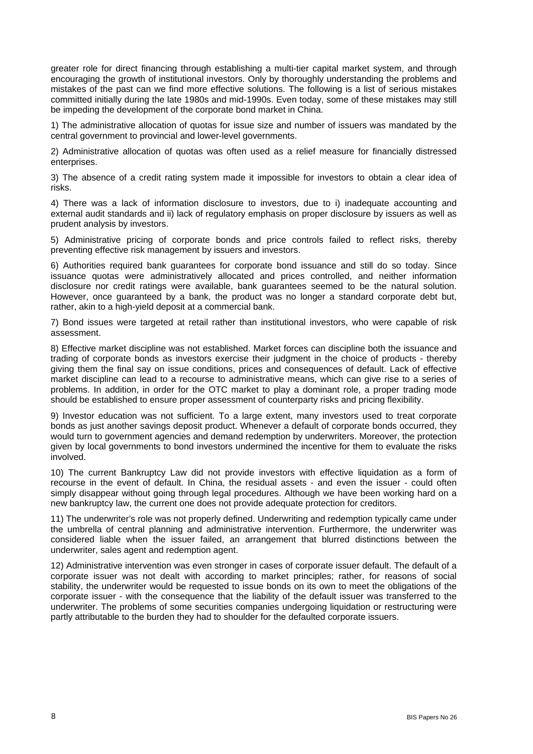greater role for direct financing through establishing a multi-tier capital market system, and through encouraging the growth of institutional investors. Only by thoroughly understanding the problems and mistakes of the past can we find more effective solutions. The following is a list of serious mistakes committed initially during the late 1980s and mid-1990s. Even today, some of these mistakes may still be impeding the development of the corporate bond market in China.

1) The administrative allocation of quotas for issue size and number of issuers was mandated by the central government to provincial and lower-level governments.

2) Administrative allocation of quotas was often used as a relief measure for financially distressed enterprises.

3) The absence of a credit rating system made it impossible for investors to obtain a clear idea of risks.

4) There was a lack of information disclosure to investors, due to i) inadequate accounting and external audit standards and ii) lack of regulatory emphasis on proper disclosure by issuers as well as prudent analysis by investors.

5) Administrative pricing of corporate bonds and price controls failed to reflect risks, thereby preventing effective risk management by issuers and investors.

6) Authorities required bank guarantees for corporate bond issuance and still do so today. Since issuance quotas were administratively allocated and prices controlled, and neither information disclosure nor credit ratings were available, bank guarantees seemed to be the natural solution. However, once guaranteed by a bank, the product was no longer a standard corporate debt but, rather, akin to a high-yield deposit at a commercial bank.

7) Bond issues were targeted at retail rather than institutional investors, who were capable of risk assessment.

8) Effective market discipline was not established. Market forces can discipline both the issuance and trading of corporate bonds as investors exercise their judgment in the choice of products - thereby giving them the final say on issue conditions, prices and consequences of default. Lack of effective market discipline can lead to a recourse to administrative means, which can give rise to a series of problems. In addition, in order for the OTC market to play a dominant role, a proper trading mode should be established to ensure proper assessment of counterparty risks and pricing flexibility.

9) Investor education was not sufficient. To a large extent, many investors used to treat corporate bonds as just another savings deposit product. Whenever a default of corporate bonds occurred, they would turn to government agencies and demand redemption by underwriters. Moreover, the protection given by local governments to bond investors undermined the incentive for them to evaluate the risks involved.

10) The current Bankruptcy Law did not provide investors with effective liquidation as a form of recourse in the event of default. In China, the residual assets - and even the issuer - could often simply disappear without going through legal procedures. Although we have been working hard on a new bankruptcy law, the current one does not provide adequate protection for creditors.

11) The underwriter's role was not properly defined. Underwriting and redemption typically came under the umbrella of central planning and administrative intervention. Furthermore, the underwriter was considered liable when the issuer failed, an arrangement that blurred distinctions between the underwriter, sales agent and redemption agent.

12) Administrative intervention was even stronger in cases of corporate issuer default. The default of a corporate issuer was not dealt with according to market principles; rather, for reasons of social stability, the underwriter would be requested to issue bonds on its own to meet the obligations of the corporate issuer - with the consequence that the liability of the default issuer was transferred to the underwriter. The problems of some securities companies undergoing liquidation or restructuring were partly attributable to the burden they had to shoulder for the defaulted corporate issuers.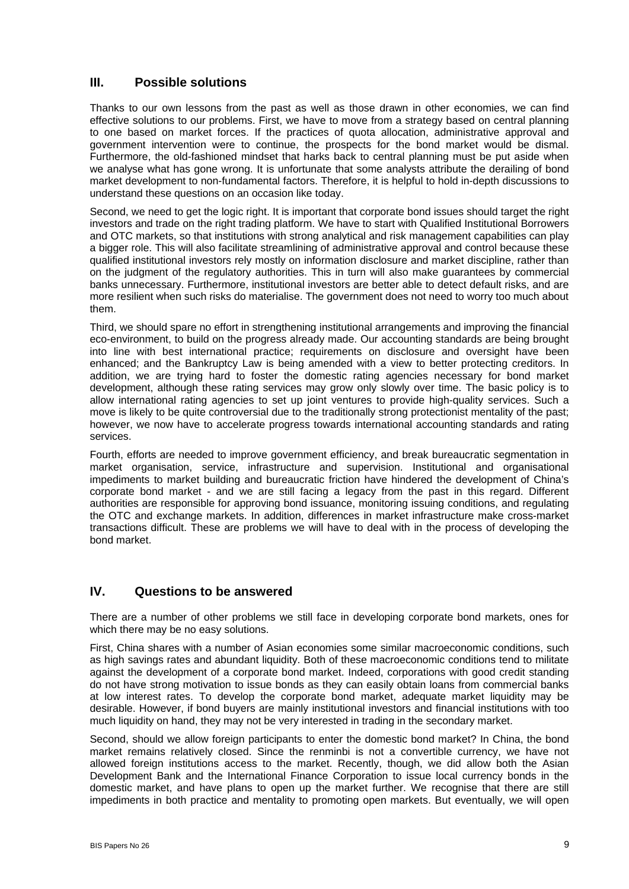## III. Possible solutions

Thanks to our own lessons from the past as well as those drawn in other economies, we can find effective solutions to our problems. First, we have to move from a strategy based on central planning to one based on market forces. If the practices of quota allocation, administrative approval and government intervention were to continue, the prospects for the bond market would be dismal. Furthermore, the old-fashioned mindset that harks back to central planning must be put aside when we analyse what has gone wrong. It is unfortunate that some analysts attribute the derailing of bond market development to non-fundamental factors. Therefore, it is helpful to hold in-depth discussions to understand these questions on an occasion like today.

Second, we need to get the logic right. It is important that corporate bond issues should target the right investors and trade on the right trading platform. We have to start with Qualified Institutional Borrowers and OTC markets, so that institutions with strong analytical and risk management capabilities can play a bigger role. This will also facilitate streamlining of administrative approval and control because these qualified institutional investors rely mostly on information disclosure and market discipline, rather than on the judgment of the regulatory authorities. This in turn will also make guarantees by commercial banks unnecessary. Furthermore, institutional investors are better able to detect default risks, and are more resilient when such risks do materialise. The government does not need to worry too much about them.

Third, we should spare no effort in strengthening institutional arrangements and improving the financial eco-environment, to build on the progress already made. Our accounting standards are being brought into line with best international practice; requirements on disclosure and oversight have been enhanced; and the Bankruptcy Law is being amended with a view to better protecting creditors. In addition, we are trying hard to foster the domestic rating agencies necessary for bond market development, although these rating services may grow only slowly over time. The basic policy is to allow international rating agencies to set up joint ventures to provide high-quality services. Such a move is likely to be quite controversial due to the traditionally strong protectionist mentality of the past; however, we now have to accelerate progress towards international accounting standards and rating services.

Fourth, efforts are needed to improve government efficiency, and break bureaucratic segmentation in market organisation, service, infrastructure and supervision. Institutional and organisational impediments to market building and bureaucratic friction have hindered the development of China's corporate bond market - and we are still facing a legacy from the past in this regard. Different authorities are responsible for approving bond issuance, monitoring issuing conditions, and regulating the OTC and exchange markets. In addition, differences in market infrastructure make cross-market transactions difficult. These are problems we will have to deal with in the process of developing the bond market.

## IV. Questions to be answered

There are a number of other problems we still face in developing corporate bond markets, ones for which there may be no easy solutions.

First, China shares with a number of Asian economies some similar macroeconomic conditions, such as high savings rates and abundant liquidity. Both of these macroeconomic conditions tend to militate against the development of a corporate bond market. Indeed, corporations with good credit standing do not have strong motivation to issue bonds as they can easily obtain loans from commercial banks at low interest rates. To develop the corporate bond market, adequate market liquidity may be desirable. However, if bond buyers are mainly institutional investors and financial institutions with too much liquidity on hand, they may not be very interested in trading in the secondary market.

Second, should we allow foreign participants to enter the domestic bond market? In China, the bond market remains relatively closed. Since the renminbi is not a convertible currency, we have not allowed foreign institutions access to the market. Recently, though, we did allow both the Asian Development Bank and the International Finance Corporation to issue local currency bonds in the domestic market, and have plans to open up the market further. We recognise that there are still impediments in both practice and mentality to promoting open markets. But eventually, we will open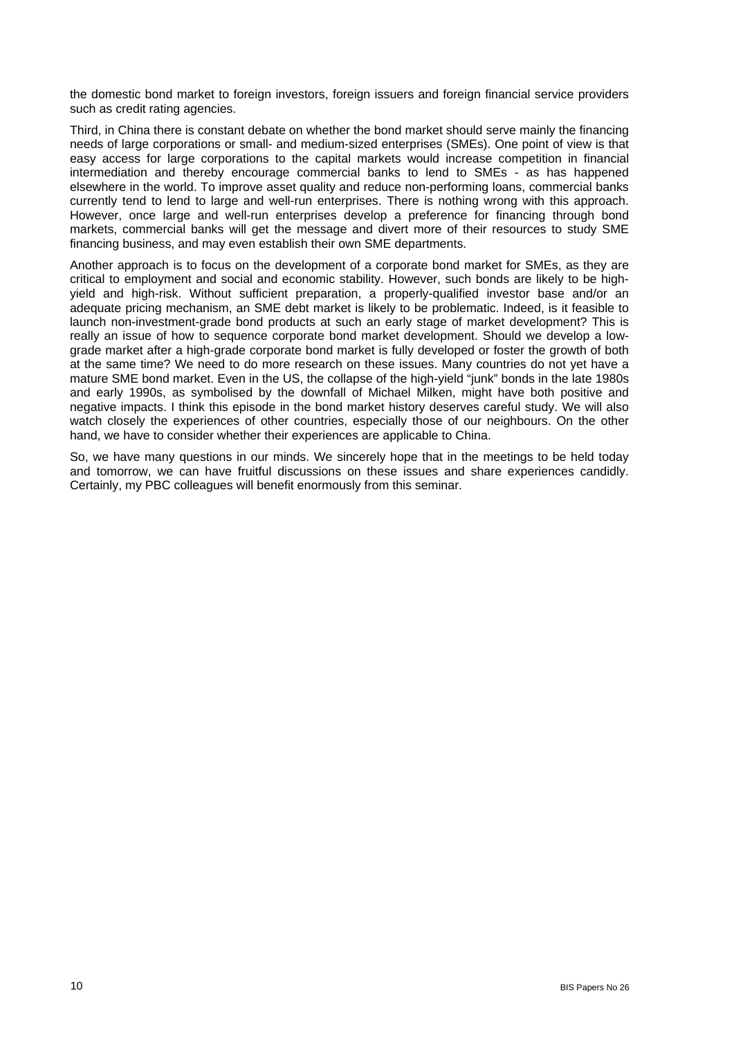the domestic bond market to foreign investors, foreign issuers and foreign financial service providers such as credit rating agencies.

Third, in China there is constant debate on whether the bond market should serve mainly the financing needs of large corporations or small- and medium-sized enterprises (SMEs). One point of view is that easy access for large corporations to the capital markets would increase competition in financial intermediation and thereby encourage commercial banks to lend to SMEs - as has happened elsewhere in the world. To improve asset quality and reduce non-performing loans, commercial banks currently tend to lend to large and well-run enterprises. There is nothing wrong with this approach. However, once large and well-run enterprises develop a preference for financing through bond markets, commercial banks will get the message and divert more of their resources to study SME financing business, and may even establish their own SME departments.

Another approach is to focus on the development of a corporate bond market for SMEs, as they are critical to employment and social and economic stability. However, such bonds are likely to be high-yield and high-risk. Without sufficient preparation, a properly-qualified investor base and/or an adequate pricing mechanism, an SME debt market is likely to be problematic. Indeed, is it feasible to launch non-investment-grade bond products at such an early stage of market development? This is really an issue of how to sequence corporate bond market development. Should we develop a low-grade market after a high-grade corporate bond market is fully developed or foster the growth of both at the same time? We need to do more research on these issues. Many countries do not yet have a mature SME bond market. Even in the US, the collapse of the high-yield "junk" bonds in the late 1980s and early 1990s, as symbolised by the downfall of Michael Milken, might have both positive and negative impacts. I think this episode in the bond market history deserves careful study. We will also watch closely the experiences of other countries, especially those of our neighbours. On the other hand, we have to consider whether their experiences are applicable to China.

So, we have many questions in our minds. We sincerely hope that in the meetings to be held today and tomorrow, we can have fruitful discussions on these issues and share experiences candidly. Certainly, my PBC colleagues will benefit enormously from this seminar.